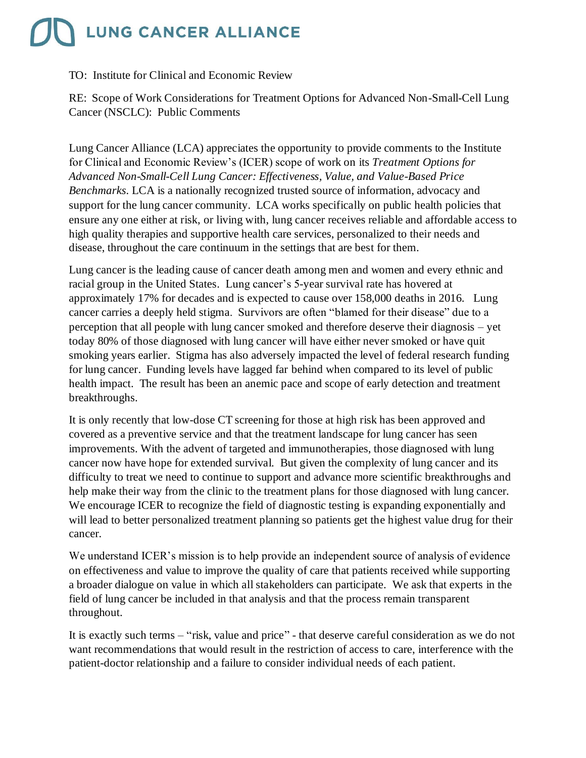# LUNG CANCER ALLIANCE

TO: Institute for Clinical and Economic Review

RE: Scope of Work Considerations for Treatment Options for Advanced Non-Small-Cell Lung Cancer (NSCLC): Public Comments

Lung Cancer Alliance (LCA) appreciates the opportunity to provide comments to the Institute for Clinical and Economic Review's (ICER) scope of work on its *Treatment Options for Advanced Non-Small-Cell Lung Cancer: Effectiveness, Value, and Value-Based Price Benchmarks.* LCA is a nationally recognized trusted source of information, advocacy and support for the lung cancer community. LCA works specifically on public health policies that ensure any one either at risk, or living with, lung cancer receives reliable and affordable access to high quality therapies and supportive health care services, personalized to their needs and disease, throughout the care continuum in the settings that are best for them.

Lung cancer is the leading cause of cancer death among men and women and every ethnic and racial group in the United States. Lung cancer's 5-year survival rate has hovered at approximately 17% for decades and is expected to cause over 158,000 deaths in 2016. Lung cancer carries a deeply held stigma. Survivors are often "blamed for their disease" due to a perception that all people with lung cancer smoked and therefore deserve their diagnosis – yet today 80% of those diagnosed with lung cancer will have either never smoked or have quit smoking years earlier. Stigma has also adversely impacted the level of federal research funding for lung cancer. Funding levels have lagged far behind when compared to its level of public health impact. The result has been an anemic pace and scope of early detection and treatment breakthroughs.

It is only recently that low-dose CT screening for those at high risk has been approved and covered as a preventive service and that the treatment landscape for lung cancer has seen improvements. With the advent of targeted and immunotherapies, those diagnosed with lung cancer now have hope for extended survival. But given the complexity of lung cancer and its difficulty to treat we need to continue to support and advance more scientific breakthroughs and help make their way from the clinic to the treatment plans for those diagnosed with lung cancer. We encourage ICER to recognize the field of diagnostic testing is expanding exponentially and will lead to better personalized treatment planning so patients get the highest value drug for their cancer.

We understand ICER's mission is to help provide an independent source of analysis of evidence on effectiveness and value to improve the quality of care that patients received while supporting a broader dialogue on value in which all stakeholders can participate. We ask that experts in the field of lung cancer be included in that analysis and that the process remain transparent throughout.

It is exactly such terms – "risk, value and price" - that deserve careful consideration as we do not want recommendations that would result in the restriction of access to care, interference with the patient-doctor relationship and a failure to consider individual needs of each patient.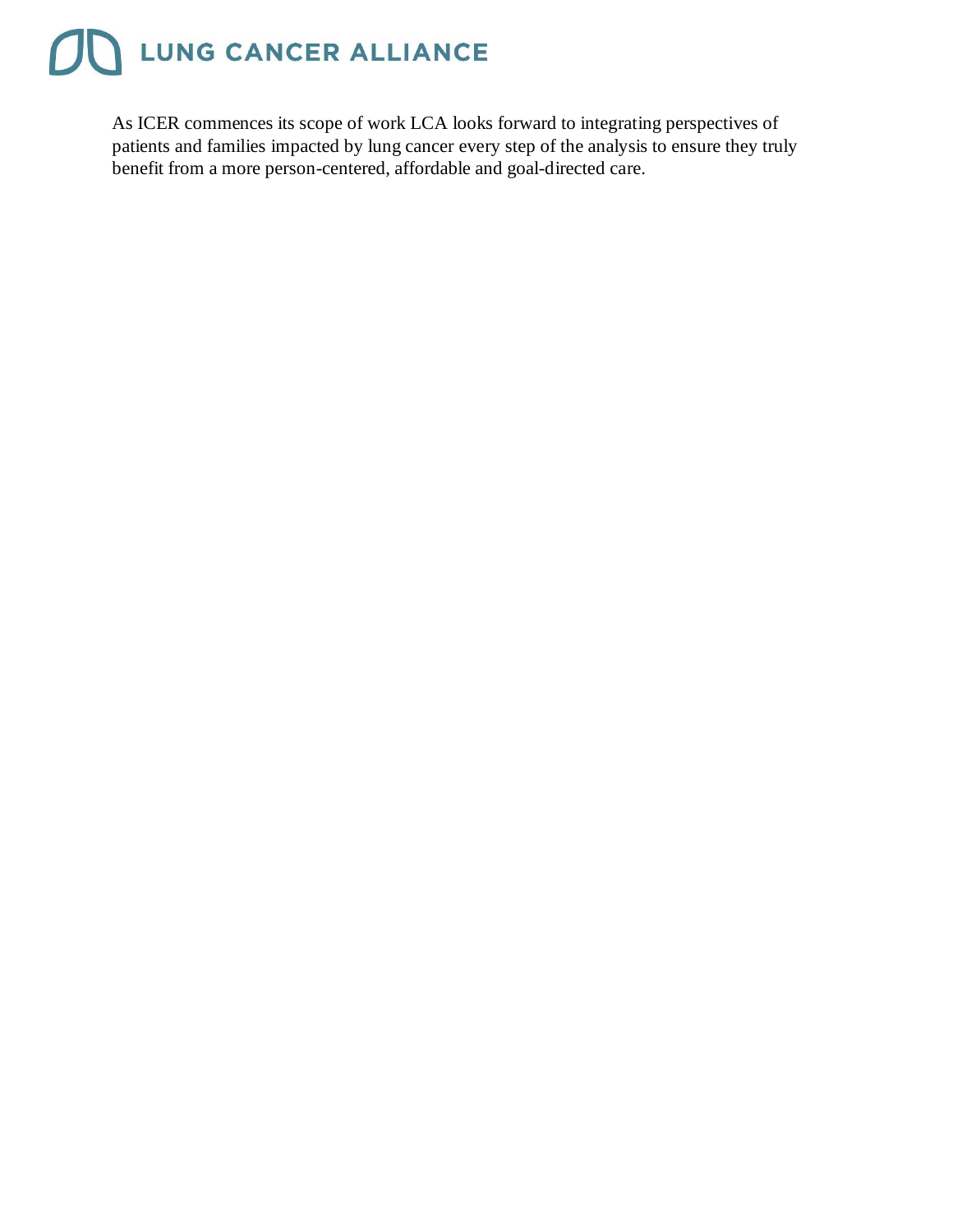As ICER commences its scope of work LCA looks forward to integrating perspectives of patients and families impacted by lung cancer every step of the analysis to ensure they truly benefit from a more person-centered, affordable and goal-directed care.